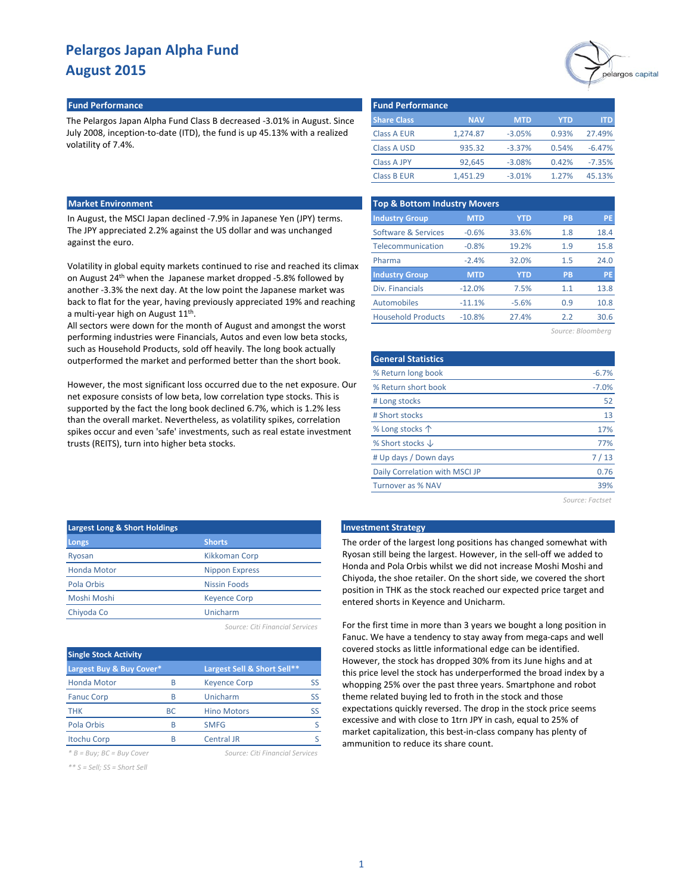# Pelargos Japan Alpha Fund
## August 2015

### Fund Performance

The Pelargos Japan Alpha Fund Class B decreased -3.01% in August. Since July 2008, inception-to-date (ITD), the fund is up 45.13% with a realized volatility of 7.4%.

| Share Class | NAV | MTD | YTD | ITD |
|---|---|---|---|---|
| Class A EUR | 1,274.87 | -3.05% | 0.93% | 27.49% |
| Class A USD | 935.32 | -3.37% | 0.54% | -6.47% |
| Class A JPY | 92,645 | -3.08% | 0.42% | -7.35% |
| Class B EUR | 1,451.29 | -3.01% | 1.27% | 45.13% |

### Market Environment

In August, the MSCI Japan declined -7.9% in Japanese Yen (JPY) terms. The JPY appreciated 2.2% against the US dollar and was unchanged against the euro.

Volatility in global equity markets continued to rise and reached its climax on August 24th when the Japanese market dropped -5.8% followed by another -3.3% the next day. At the low point the Japanese market was back to flat for the year, having previously appreciated 19% and reaching a multi-year high on August 11th.

All sectors were down for the month of August and amongst the worst performing industries were Financials, Autos and even low beta stocks, such as Household Products, sold off heavily. The long book actually outperformed the market and performed better than the short book.

However, the most significant loss occurred due to the net exposure. Our net exposure consists of low beta, low correlation type stocks. This is supported by the fact the long book declined 6.7%, which is 1.2% less than the overall market. Nevertheless, as volatility spikes, correlation spikes occur and even 'safe' investments, such as real estate investment trusts (REITS), turn into higher beta stocks.

### Top & Bottom Industry Movers

| Industry Group | MTD | YTD | PB | PE |
|---|---|---|---|---|
| Software & Services | -0.6% | 33.6% | 1.8 | 18.4 |
| Telecommunication | -0.8% | 19.2% | 1.9 | 15.8 |
| Pharma | -2.4% | 32.0% | 1.5 | 24.0 |
| **Industry Group** | **MTD** | **YTD** | **PB** | **PE** |
| Div. Financials | -12.0% | 7.5% | 1.1 | 13.8 |
| Automobiles | -11.1% | -5.6% | 0.9 | 10.8 |
| Household Products | -10.8% | 27.4% | 2.2 | 30.6 |

*Source: Bloomberg*

### General Statistics

| | |
|---|---|
| % Return long book | -6.7% |
| % Return short book | -7.0% |
| # Long stocks | 52 |
| # Short stocks | 13 |
| % Long stocks ↑ | 17% |
| % Short stocks ↓ | 77% |
| # Up days / Down days | 7 / 13 |
| Daily Correlation with MSCI JP | 0.76 |
| Turnover as % NAV | 39% |

*Source: Factset*

### Largest Long & Short Holdings

| Longs | Shorts |
|---|---|
| Ryosan | Kikkoman Corp |
| Honda Motor | Nippon Express |
| Pola Orbis | Nissin Foods |
| Moshi Moshi | Keyence Corp |
| Chiyoda Co | Unicharm |

*Source: Citi Financial Services*

### Single Stock Activity

| Largest Buy & Buy Cover* | | Largest Sell & Short Sell** | |
|---|---|---|---|
| Honda Motor | B | Keyence Corp | SS |
| Fanuc Corp | B | Unicharm | SS |
| THK | BC | Hino Motors | SS |
| Pola Orbis | B | SMFG | S |
| Itochu Corp | B | Central JR | S |

*Source: Citi Financial Services*

*\* B = Buy; BC = Buy Cover*

*\*\* S = Sell; SS = Short Sell*

### Investment Strategy

The order of the largest long positions has changed somewhat with Ryosan still being the largest. However, in the sell-off we added to Honda and Pola Orbis whilst we did not increase Moshi Moshi and Chiyoda, the shoe retailer. On the short side, we covered the short position in THK as the stock reached our expected price target and entered shorts in Keyence and Unicharm.

For the first time in more than 3 years we bought a long position in Fanuc. We have a tendency to stay away from mega-caps and well covered stocks as little informational edge can be identified. However, the stock has dropped 30% from its June highs and at this price level the stock has underperformed the broad index by a whopping 25% over the past three years. Smartphone and robot theme related buying led to froth in the stock and those expectations quickly reversed. The drop in the stock price seems excessive and with close to 1trn JPY in cash, equal to 25% of market capitalization, this best-in-class company has plenty of ammunition to reduce its share count.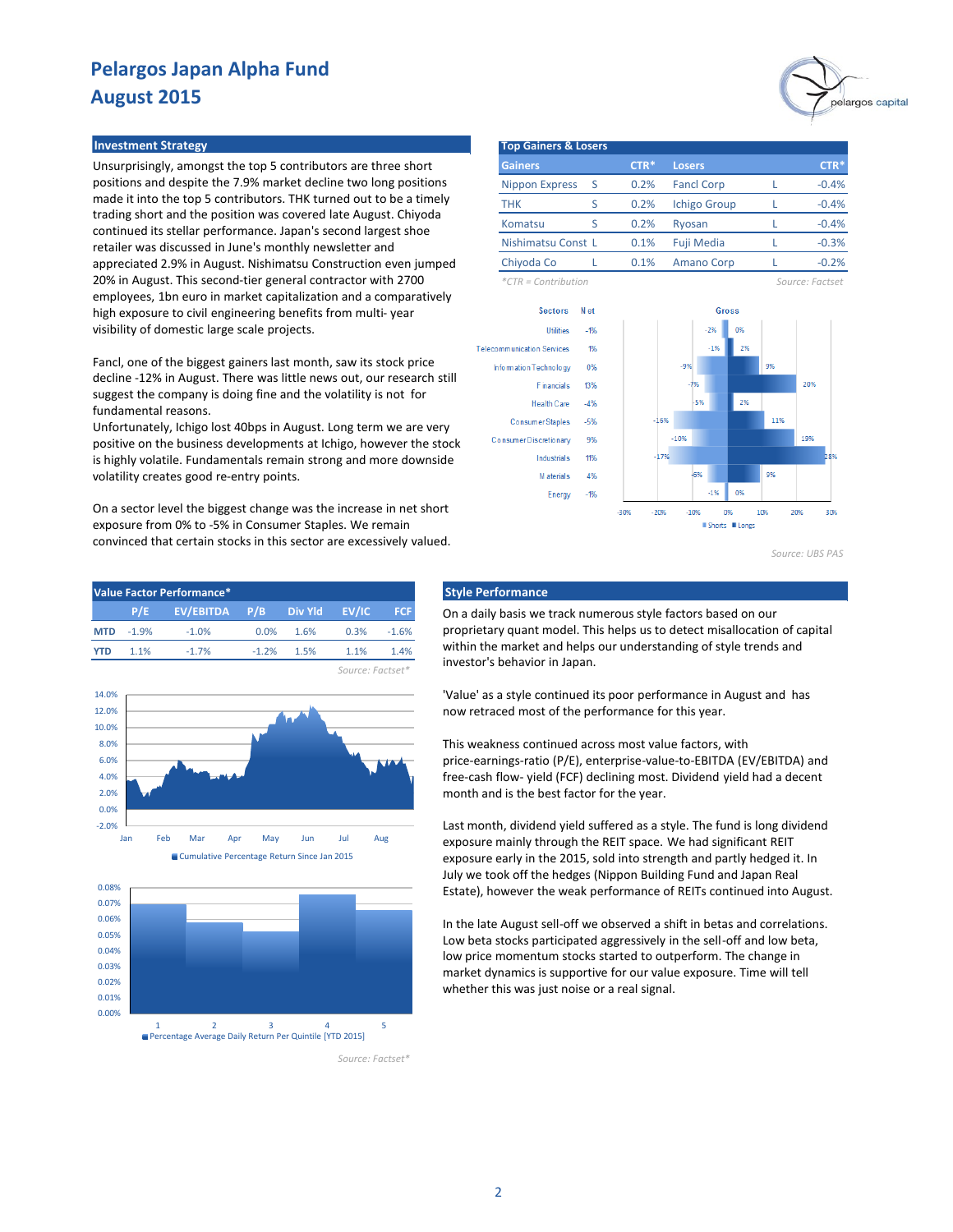# Pelargos Japan Alpha Fund
# August 2015

## Investment Strategy

Unsurprisingly, amongst the top 5 contributors are three short positions and despite the 7.9% market decline two long positions made it into the top 5 contributors. THK turned out to be a timely trading short and the position was covered late August. Chiyoda continued its stellar performance. Japan's second largest shoe retailer was discussed in June's monthly newsletter and appreciated 2.9% in August. Nishimatsu Construction even jumped 20% in August. This second-tier general contractor with 2700 employees, 1bn euro in market capitalization and a comparatively high exposure to civil engineering benefits from multi- year visibility of domestic large scale projects.

Fancl, one of the biggest gainers last month, saw its stock price decline -12% in August. There was little news out, our research still suggest the company is doing fine and the volatility is not for fundamental reasons.

Unfortunately, Ichigo lost 40bps in August. Long term we are very positive on the business developments at Ichigo, however the stock is highly volatile. Fundamentals remain strong and more downside volatility creates good re-entry points.

On a sector level the biggest change was the increase in net short exposure from 0% to -5% in Consumer Staples. We remain convinced that certain stocks in this sector are excessively valued.

## Top Gainers & Losers

| Gainers | | CTR* | Losers | | CTR* |
|---|---|---|---|---|---|
| Nippon Express | S | 0.2% | Fancl Corp | L | -0.4% |
| THK | S | 0.2% | Ichigo Group | L | -0.4% |
| Komatsu | S | 0.2% | Ryosan | L | -0.4% |
| Nishimatsu Const | L | 0.1% | Fuji Media | L | -0.3% |
| Chiyoda Co | L | 0.1% | Amano Corp | L | -0.2% |

*CTR = Contribution

Source: Factset

| Sectors | Net | Gross Shorts | Gross Longs |
|---|---|---|---|
| Utilities | -1% | -2% | 0% |
| Telecommunication Services | 1% | -1% | 2% |
| Information Technology | 0% | -9% | 9% |
| Financials | 13% | -7% | 20% |
| Health Care | -4% | -5% | 2% |
| Consumer Staples | -5% | -16% | 11% |
| Consumer Discretionary | 9% | -10% | 19% |
| Industrials | 11% | -17% | 28% |
| Materials | 4% | -5% | 9% |
| Energy | -1% | -1% | 0% |

Source: UBS PAS

## Value Factor Performance*

| | P/E | EV/EBITDA | P/B | Div Yld | EV/IC | FCF |
|---|---|---|---|---|---|---|
| MTD | -1.9% | -1.0% | 0.0% | 1.6% | 0.3% | -1.6% |
| YTD | 1.1% | -1.7% | -1.2% | 1.5% | 1.1% | 1.4% |

Source: Factset*

Cumulative Percentage Return Since Jan 2015

Percentage Average Daily Return Per Quintile [YTD 2015]

Source: Factset*

## Style Performance

On a daily basis we track numerous style factors based on our proprietary quant model. This helps us to detect misallocation of capital within the market and helps our understanding of style trends and investor's behavior in Japan.

'Value' as a style continued its poor performance in August and has now retraced most of the performance for this year.

This weakness continued across most value factors, with price-earnings-ratio (P/E), enterprise-value-to-EBITDA (EV/EBITDA) and free-cash flow- yield (FCF) declining most. Dividend yield had a decent month and is the best factor for the year.

Last month, dividend yield suffered as a style. The fund is long dividend exposure mainly through the REIT space. We had significant REIT exposure early in the 2015, sold into strength and partly hedged it. In July we took off the hedges (Nippon Building Fund and Japan Real Estate), however the weak performance of REITs continued into August.

In the late August sell-off we observed a shift in betas and correlations. Low beta stocks participated aggressively in the sell-off and low beta, low price momentum stocks started to outperform. The change in market dynamics is supportive for our value exposure. Time will tell whether this was just noise or a real signal.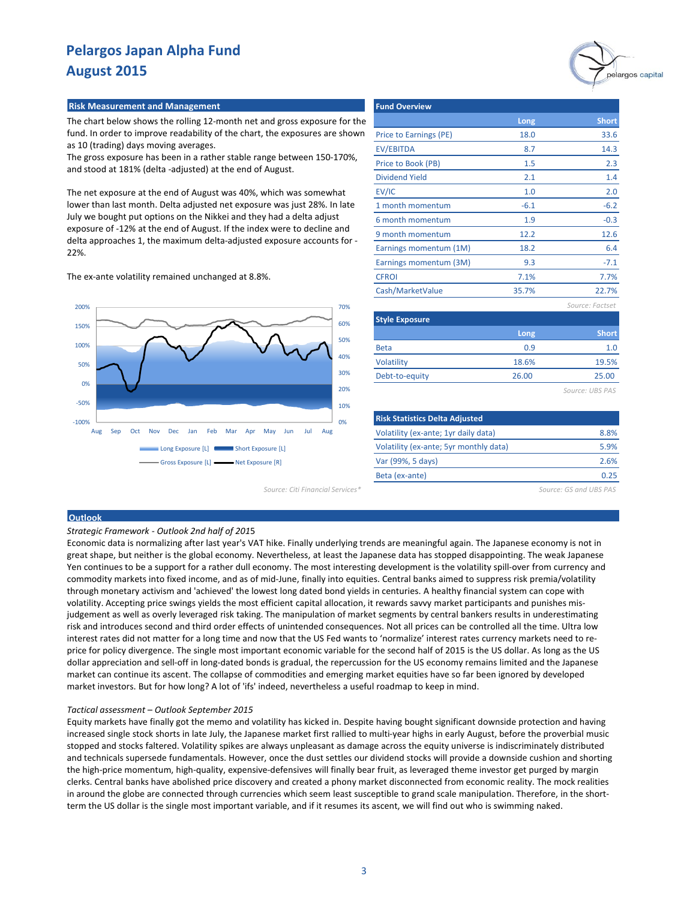# Pelargos Japan Alpha Fund
## August 2015

### Risk Measurement and Management

The chart below shows the rolling 12-month net and gross exposure for the fund. In order to improve readability of the chart, the exposures are shown as 10 (trading) days moving averages.
The gross exposure has been in a rather stable range between 150-170%, and stood at 181% (delta -adjusted) at the end of August.

The net exposure at the end of August was 40%, which was somewhat lower than last month. Delta adjusted net exposure was just 28%. In late July we bought put options on the Nikkei and they had a delta adjust exposure of -12% at the end of August. If the index were to decline and delta approaches 1, the maximum delta-adjusted exposure accounts for -22%.

The ex-ante volatility remained unchanged at 8.8%.

Long Exposure [L] | Short Exposure [L] | Gross Exposure [L] | Net Exposure [R]

*Source: Citi Financial Services**

### Fund Overview

| | Long | Short |
|---|---|---|
| Price to Earnings (PE) | 18.0 | 33.6 |
| EV/EBITDA | 8.7 | 14.3 |
| Price to Book (PB) | 1.5 | 2.3 |
| Dividend Yield | 2.1 | 1.4 |
| EV/IC | 1.0 | 2.0 |
| 1 month momentum | -6.1 | -6.2 |
| 6 month momentum | 1.9 | -0.3 |
| 9 month momentum | 12.2 | 12.6 |
| Earnings momentum (1M) | 18.2 | 6.4 |
| Earnings momentum (3M) | 9.3 | -7.1 |
| CFROI | 7.1% | 7.7% |
| Cash/MarketValue | 35.7% | 22.7% |

*Source: Factset*

### Style Exposure

| | Long | Short |
|---|---|---|
| Beta | 0.9 | 1.0 |
| Volatility | 18.6% | 19.5% |
| Debt-to-equity | 26.00 | 25.00 |

*Source: UBS PAS*

### Risk Statistics Delta Adjusted

| | |
|---|---|
| Volatility (ex-ante; 1yr daily data) | 8.8% |
| Volatility (ex-ante; 5yr monthly data) | 5.9% |
| Var (99%, 5 days) | 2.6% |
| Beta (ex-ante) | 0.25 |

*Source: GS and UBS PAS*

### Outlook

*Strategic Framework - Outlook 2nd half of 2015*

Economic data is normalizing after last year's VAT hike. Finally underlying trends are meaningful again. The Japanese economy is not in great shape, but neither is the global economy. Nevertheless, at least the Japanese data has stopped disappointing. The weak Japanese Yen continues to be a support for a rather dull economy. The most interesting development is the volatility spill-over from currency and commodity markets into fixed income, and as of mid-June, finally into equities. Central banks aimed to suppress risk premia/volatility through monetary activism and 'achieved' the lowest long dated bond yields in centuries. A healthy financial system can cope with volatility. Accepting price swings yields the most efficient capital allocation, it rewards savvy market participants and punishes mis-judgement as well as overly leveraged risk taking. The manipulation of market segments by central bankers results in underestimating risk and introduces second and third order effects of unintended consequences. Not all prices can be controlled all the time. Ultra low interest rates did not matter for a long time and now that the US Fed wants to 'normalize' interest rates currency markets need to re-price for policy divergence. The single most important economic variable for the second half of 2015 is the US dollar. As long as the US dollar appreciation and sell-off in long-dated bonds is gradual, the repercussion for the US economy remains limited and the Japanese market can continue its ascent. The collapse of commodities and emerging market equities have so far been ignored by developed market investors. But for how long? A lot of 'ifs' indeed, nevertheless a useful roadmap to keep in mind.

*Tactical assessment – Outlook September 2015*

Equity markets have finally got the memo and volatility has kicked in. Despite having bought significant downside protection and having increased single stock shorts in late July, the Japanese market first rallied to multi-year highs in early August, before the proverbial music stopped and stocks faltered. Volatility spikes are always unpleasant as damage across the equity universe is indiscriminately distributed and technicals supersede fundamentals. However, once the dust settles our dividend stocks will provide a downside cushion and shorting the high-price momentum, high-quality, expensive-defensives will finally bear fruit, as leveraged theme investor get purged by margin clerks. Central banks have abolished price discovery and created a phony market disconnected from economic reality. The mock realities in around the globe are connected through currencies which seem least susceptible to grand scale manipulation. Therefore, in the short-term the US dollar is the single most important variable, and if it resumes its ascent, we will find out who is swimming naked.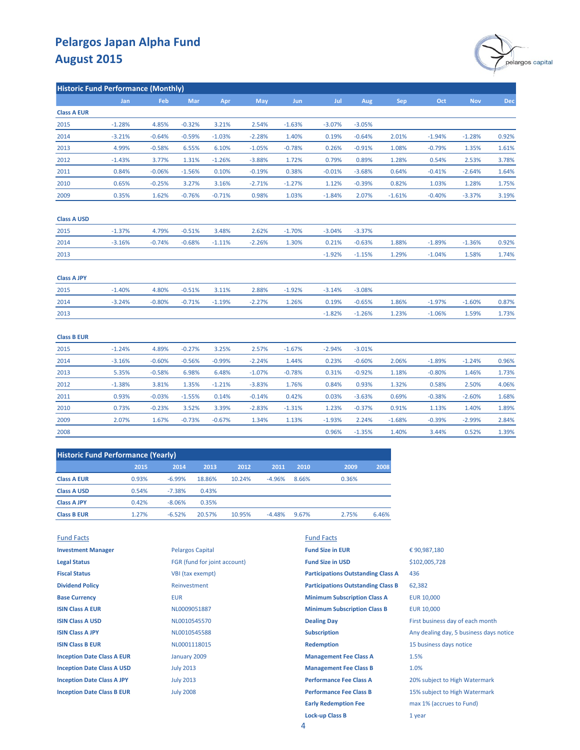# Pelargos Japan Alpha Fund
# August 2015

## Historic Fund Performance (Monthly)

| | Jan | Feb | Mar | Apr | May | Jun | Jul | Aug | Sep | Oct | Nov | Dec |
|---|---|---|---|---|---|---|---|---|---|---|---|---|
| **Class A EUR** | | | | | | | | | | | | |
| 2015 | -1.28% | 4.85% | -0.32% | 3.21% | 2.54% | -1.63% | -3.07% | -3.05% | | | | |
| 2014 | -3.21% | -0.64% | -0.59% | -1.03% | -2.28% | 1.40% | 0.19% | -0.64% | 2.01% | -1.94% | -1.28% | 0.92% |
| 2013 | 4.99% | -0.58% | 6.55% | 6.10% | -1.05% | -0.78% | 0.26% | -0.91% | 1.08% | -0.79% | 1.35% | 1.61% |
| 2012 | -1.43% | 3.77% | 1.31% | -1.26% | -3.88% | 1.72% | 0.79% | 0.89% | 1.28% | 0.54% | 2.53% | 3.78% |
| 2011 | 0.84% | -0.06% | -1.56% | 0.10% | -0.19% | 0.38% | -0.01% | -3.68% | 0.64% | -0.41% | -2.64% | 1.64% |
| 2010 | 0.65% | -0.25% | 3.27% | 3.16% | -2.71% | -1.27% | 1.12% | -0.39% | 0.82% | 1.03% | 1.28% | 1.75% |
| 2009 | 0.35% | 1.62% | -0.76% | -0.71% | 0.98% | 1.03% | -1.84% | 2.07% | -1.61% | -0.40% | -3.37% | 3.19% |
| **Class A USD** | | | | | | | | | | | | |
| 2015 | -1.37% | 4.79% | -0.51% | 3.48% | 2.62% | -1.70% | -3.04% | -3.37% | | | | |
| 2014 | -3.16% | -0.74% | -0.68% | -1.11% | -2.26% | 1.30% | 0.21% | -0.63% | 1.88% | -1.89% | -1.36% | 0.92% |
| 2013 | | | | | | | -1.92% | -1.15% | 1.29% | -1.04% | 1.58% | 1.74% |
| **Class A JPY** | | | | | | | | | | | | |
| 2015 | -1.40% | 4.80% | -0.51% | 3.11% | 2.88% | -1.92% | -3.14% | -3.08% | | | | |
| 2014 | -3.24% | -0.80% | -0.71% | -1.19% | -2.27% | 1.26% | 0.19% | -0.65% | 1.86% | -1.97% | -1.60% | 0.87% |
| 2013 | | | | | | | -1.82% | -1.26% | 1.23% | -1.06% | 1.59% | 1.73% |
| **Class B EUR** | | | | | | | | | | | | |
| 2015 | -1.24% | 4.89% | -0.27% | 3.25% | 2.57% | -1.67% | -2.94% | -3.01% | | | | |
| 2014 | -3.16% | -0.60% | -0.56% | -0.99% | -2.24% | 1.44% | 0.23% | -0.60% | 2.06% | -1.89% | -1.24% | 0.96% |
| 2013 | 5.35% | -0.58% | 6.98% | 6.48% | -1.07% | -0.78% | 0.31% | -0.92% | 1.18% | -0.80% | 1.46% | 1.73% |
| 2012 | -1.38% | 3.81% | 1.35% | -1.21% | -3.83% | 1.76% | 0.84% | 0.93% | 1.32% | 0.58% | 2.50% | 4.06% |
| 2011 | 0.93% | -0.03% | -1.55% | 0.14% | -0.14% | 0.42% | 0.03% | -3.63% | 0.69% | -0.38% | -2.60% | 1.68% |
| 2010 | 0.73% | -0.23% | 3.52% | 3.39% | -2.83% | -1.31% | 1.23% | -0.37% | 0.91% | 1.13% | 1.40% | 1.89% |
| 2009 | 2.07% | 1.67% | -0.73% | -0.67% | 1.34% | 1.13% | -1.93% | 2.24% | -1.68% | -0.39% | -2.99% | 2.84% |
| 2008 | | | | | | | 0.96% | -1.35% | 1.40% | 3.44% | 0.52% | 1.39% |

## Historic Fund Performance (Yearly)

| | 2015 | 2014 | 2013 | 2012 | 2011 | 2010 | 2009 | 2008 |
|---|---|---|---|---|---|---|---|---|
| **Class A EUR** | 0.93% | -6.99% | 18.86% | 10.24% | -4.96% | 8.66% | 0.36% | |
| **Class A USD** | 0.54% | -7.38% | 0.43% | | | | | |
| **Class A JPY** | 0.42% | -8.06% | 0.35% | | | | | |
| **Class B EUR** | 1.27% | -6.52% | 20.57% | 10.95% | -4.48% | 9.67% | 2.75% | 6.46% |

## Fund Facts

| | |
|---|---|
| **Investment Manager** | Pelargos Capital |
| **Legal Status** | FGR (fund for joint account) |
| **Fiscal Status** | VBI (tax exempt) |
| **Dividend Policy** | Reinvestment |
| **Base Currency** | EUR |
| **ISIN Class A EUR** | NL0009051887 |
| **ISIN Class A USD** | NL0010545570 |
| **ISIN Class A JPY** | NL0010545588 |
| **ISIN Class B EUR** | NL0001118015 |
| **Inception Date Class A EUR** | January 2009 |
| **Inception Date Class A USD** | July 2013 |
| **Inception Date Class A JPY** | July 2013 |
| **Inception Date Class B EUR** | July 2008 |

## Fund Facts

| | |
|---|---|
| **Fund Size in EUR** | € 90,987,180 |
| **Fund Size in USD** | $102,005,728 |
| **Participations Outstanding Class A** | 436 |
| **Participations Outstanding Class B** | 62,382 |
| **Minimum Subscription Class A** | EUR 10,000 |
| **Minimum Subscription Class B** | EUR 10,000 |
| **Dealing Day** | First business day of each month |
| **Subscription** | Any dealing day, 5 business days notice |
| **Redemption** | 15 business days notice |
| **Management Fee Class A** | 1.5% |
| **Management Fee Class B** | 1.0% |
| **Performance Fee Class A** | 20% subject to High Watermark |
| **Performance Fee Class B** | 15% subject to High Watermark |
| **Early Redemption Fee** | max 1% (accrues to Fund) |
| **Lock-up Class B** | 1 year |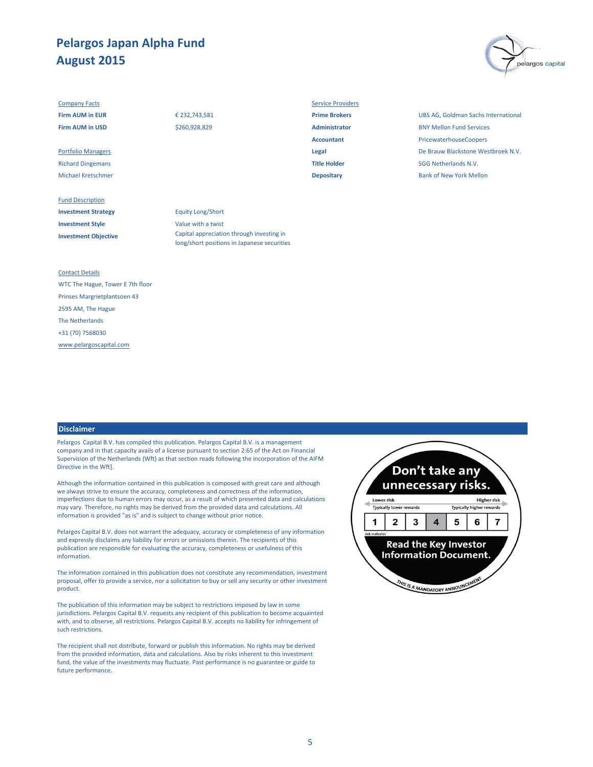# Pelargos Japan Alpha Fund
# August 2015

pelargos capital

<u>Company Facts</u>

| | |
|---|---|
| **Firm AUM in EUR** | € 232,743,581 |
| **Firm AUM in USD** | $260,928,829 |

<u>Portfolio Managers</u>

Richard Dingemans

Michael Kretschmer

<u>Fund Description</u>

| | |
|---|---|
| **Investment Strategy** | Equity Long/Short |
| **Investment Style** | Value with a twist |
| **Investment Objective** | Capital appreciation through investing in long/short positions in Japanese securities |

<u>Contact Details</u>

WTC The Hague, Tower E 7th floor

Prinses Margrietplantsoen 43

2595 AM, The Hague

The Netherlands

+31 (70) 7568030

www.pelargoscapital.com

<u>Service Providers</u>

| | |
|---|---|
| **Prime Brokers** | UBS AG, Goldman Sachs International |
| **Administrator** | BNY Mellon Fund Services |
| **Accountant** | PricewaterhouseCoopers |
| **Legal** | De Brauw Blackstone Westbroek N.V. |
| **Title Holder** | SGG Netherlands N.V. |
| **Depositary** | Bank of New York Mellon |

## Disclaimer

Pelargos Capital B.V. has compiled this publication. Pelargos Capital B.V. is a management company and in that capacity avails of a license pursuant to section 2:65 of the Act on Financial Supervision of the Netherlands (Wft) as that section reads following the incorporation of the AIFM Directive in the Wft].

Although the information contained in this publication is composed with great care and although we always strive to ensure the accuracy, completeness and correctness of the information, imperfections due to human errors may occur, as a result of which presented data and calculations may vary. Therefore, no rights may be derived from the provided data and calculations. All information is provided "as is" and is subject to change without prior notice.

Pelargos Capital B.V. does not warrant the adequacy, accuracy or completeness of any information and expressly disclaims any liability for errors or omissions therein. The recipients of this publication are responsible for evaluating the accuracy, completeness or usefulness of this information.

The information contained in this publication does not constitute any recommendation, investment proposal, offer to provide a service, nor a solicitation to buy or sell any security or other investment product.

The publication of this information may be subject to restrictions imposed by law in some jurisdictions. Pelargos Capital B.V. requests any recipient of this publication to become acquainted with, and to observe, all restrictions. Pelargos Capital B.V. accepts no liability for infringement of such restrictions.

The recipient shall not distribute, forward or publish this information. No rights may be derived from the provided information, data and calculations. Also by risks inherent to this investment fund, the value of the investments may fluctuate. Past performance is no guarantee or guide to future performance.

Don't take any unnecessary risks.

Lower risk — Typically lower rewards

Higher risk — Typically higher rewards

1 2 3 4 5 6 7

risk indicator

Read the Key Investor Information Document.

THIS IS A MANDATORY ANNOUNCEMENT